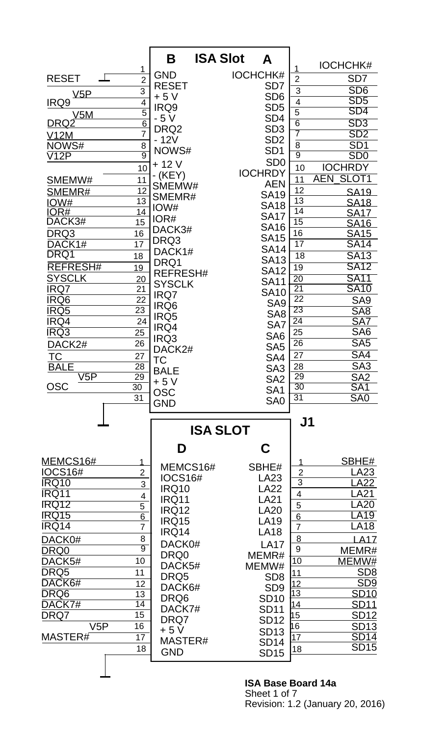# ISA Slot

| Signal (B side) | Pin | B | A | Pin | Signal (A side) |
|---|---|---|---|---|---|
| | 1 | GND | IOCHCHK# | 1 | IOCHCHK# |
| RESET | 2 | RESET | SD7 | 2 | SD7 |
| V5P | 3 | + 5 V | SD6 | 3 | SD6 |
| IRQ9 | 4 | IRQ9 | SD5 | 4 | SD5 |
| V5M | 5 | - 5 V | SD4 | 5 | SD4 |
| DRQ2 | 6 | DRQ2 | SD3 | 6 | SD3 |
| V12M | 7 | - 12V | SD2 | 7 | SD2 |
| NOWS# | 8 | NOWS# | SD1 | 8 | SD1 |
| V12P | 9 | + 12 V | SD0 | 9 | SD0 |
| | 10 | - (KEY) | IOCHRDY | 10 | IOCHRDY |
| SMEMW# | 11 | SMEMW# | AEN | 11 | AEN_SLOT1 |
| SMEMR# | 12 | SMEMR# | SA19 | 12 | SA19 |
| IOW# | 13 | IOW# | SA18 | 13 | SA18 |
| IOR# | 14 | IOR# | SA17 | 14 | SA17 |
| DACK3# | 15 | DACK3# | SA16 | 15 | SA16 |
| DRQ3 | 16 | DRQ3 | SA15 | 16 | SA15 |
| DACK1# | 17 | DACK1# | SA14 | 17 | SA14 |
| DRQ1 | 18 | DRQ1 | SA13 | 18 | SA13 |
| REFRESH# | 19 | REFRESH# | SA12 | 19 | SA12 |
| SYSCLK | 20 | SYSCLK | SA11 | 20 | SA11 |
| IRQ7 | 21 | IRQ7 | SA10 | 21 | SA10 |
| IRQ6 | 22 | IRQ6 | SA9 | 22 | SA9 |
| IRQ5 | 23 | IRQ5 | SA8 | 23 | SA8 |
| IRQ4 | 24 | IRQ4 | SA7 | 24 | SA7 |
| IRQ3 | 25 | IRQ3 | SA6 | 25 | SA6 |
| DACK2# | 26 | DACK2# | SA5 | 26 | SA5 |
| TC | 27 | TC | SA4 | 27 | SA4 |
| BALE | 28 | BALE | SA3 | 28 | SA3 |
| V5P | 29 | + 5 V | SA2 | 29 | SA2 |
| OSC | 30 | OSC | SA1 | 30 | SA1 |
| | 31 | GND | SA0 | 31 | SA0 |

## J1

# ISA SLOT

| Signal (D side) | Pin | D | C | Pin | Signal (C side) |
|---|---|---|---|---|---|
| MEMCS16# | 1 | MEMCS16# | SBHE# | 1 | SBHE# |
| IOCS16# | 2 | IOCS16# | LA23 | 2 | LA23 |
| IRQ10 | 3 | IRQ10 | LA22 | 3 | LA22 |
| IRQ11 | 4 | IRQ11 | LA21 | 4 | LA21 |
| IRQ12 | 5 | IRQ12 | LA20 | 5 | LA20 |
| IRQ15 | 6 | IRQ15 | LA19 | 6 | LA19 |
| IRQ14 | 7 | IRQ14 | LA18 | 7 | LA18 |
| DACK0# | 8 | DACK0# | LA17 | 8 | LA17 |
| DRQ0 | 9 | DRQ0 | MEMR# | 9 | MEMR# |
| DACK5# | 10 | DACK5# | MEMW# | 10 | MEMW# |
| DRQ5 | 11 | DRQ5 | SD8 | 11 | SD8 |
| DACK6# | 12 | DACK6# | SD9 | 12 | SD9 |
| DRQ6 | 13 | DRQ6 | SD10 | 13 | SD10 |
| DACK7# | 14 | DACK7# | SD11 | 14 | SD11 |
| DRQ7 | 15 | DRQ7 | SD12 | 15 | SD12 |
| V5P | 16 | + 5 V | SD13 | 16 | SD13 |
| MASTER# | 17 | MASTER# | SD14 | 17 | SD14 |
| | 18 | GND | SD15 | 18 | SD15 |

**ISA Base Board 14a**
Sheet 1 of 7
Revision: 1.2 (January 20, 2016)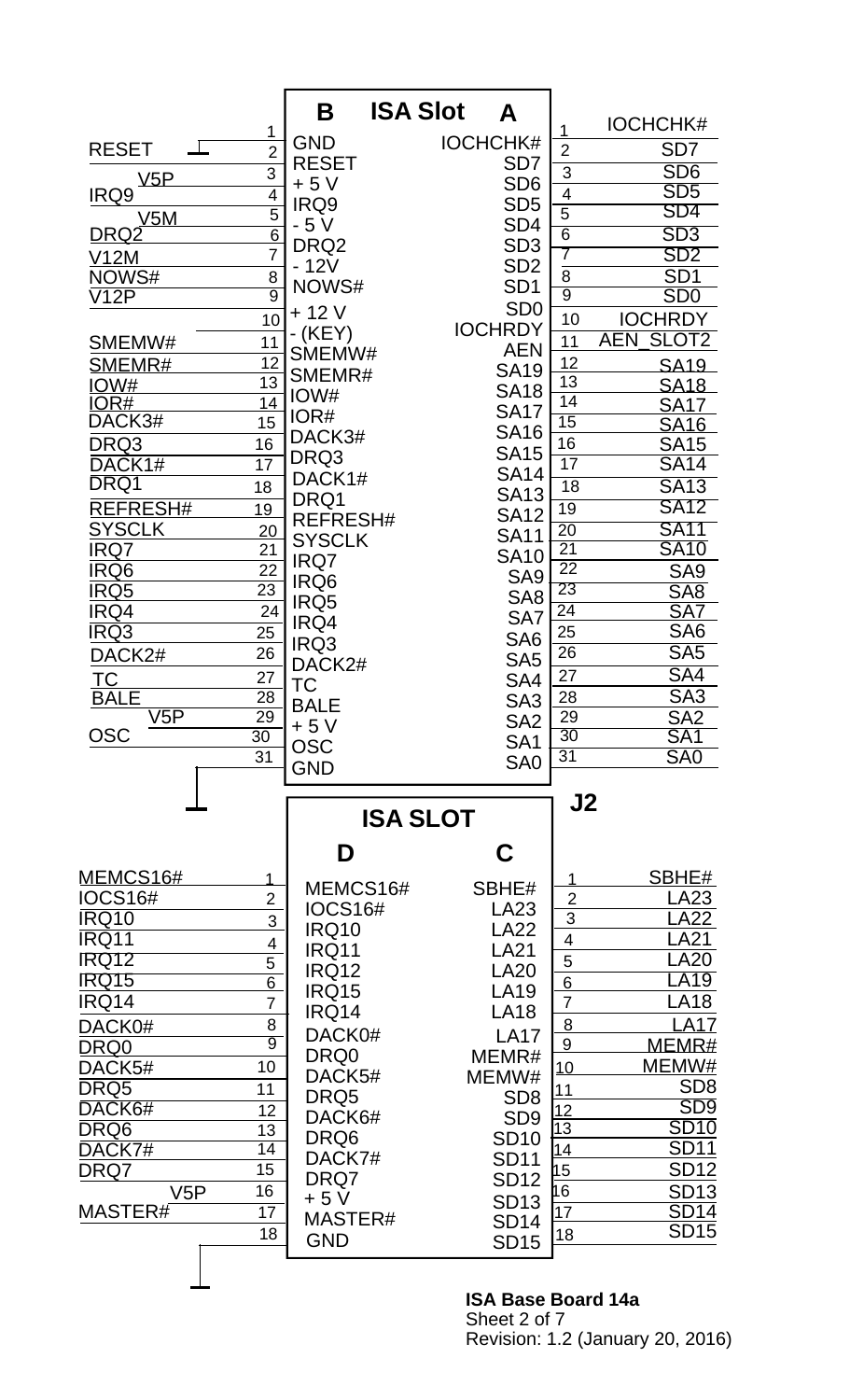# ISA Slot

| Net (B side) | Pin | B | A | Pin | Net (A side) |
|---|---|---|---|---|---|
| | 1 | GND | IOCHCHK# | 1 | IOCHCHK# |
| RESET | 2 | RESET | SD7 | 2 | SD7 |
| V5P | 3 | + 5 V | SD6 | 3 | SD6 |
| IRQ9 | 4 | IRQ9 | SD5 | 4 | SD5 |
| V5M | 5 | - 5 V | SD4 | 5 | SD4 |
| DRQ2 | 6 | DRQ2 | SD3 | 6 | SD3 |
| V12M | 7 | - 12V | SD2 | 7 | SD2 |
| NOWS# | 8 | NOWS# | SD1 | 8 | SD1 |
| V12P | 9 | + 12 V | SD0 | 9 | SD0 |
| | 10 | - (KEY) | IOCHRDY | 10 | IOCHRDY |
| SMEMW# | 11 | SMEMW# | AEN | 11 | AEN_SLOT2 |
| SMEMR# | 12 | SMEMR# | SA19 | 12 | SA19 |
| IOW# | 13 | IOW# | SA18 | 13 | SA18 |
| IOR# | 14 | IOR# | SA17 | 14 | SA17 |
| DACK3# | 15 | DACK3# | SA16 | 15 | SA16 |
| DRQ3 | 16 | DRQ3 | SA15 | 16 | SA15 |
| DACK1# | 17 | DACK1# | SA14 | 17 | SA14 |
| DRQ1 | 18 | DRQ1 | SA13 | 18 | SA13 |
| REFRESH# | 19 | REFRESH# | SA12 | 19 | SA12 |
| SYSCLK | 20 | SYSCLK | SA11 | 20 | SA11 |
| IRQ7 | 21 | IRQ7 | SA10 | 21 | SA10 |
| IRQ6 | 22 | IRQ6 | SA9 | 22 | SA9 |
| IRQ5 | 23 | IRQ5 | SA8 | 23 | SA8 |
| IRQ4 | 24 | IRQ4 | SA7 | 24 | SA7 |
| IRQ3 | 25 | IRQ3 | SA6 | 25 | SA6 |
| DACK2# | 26 | DACK2# | SA5 | 26 | SA5 |
| TC | 27 | TC | SA4 | 27 | SA4 |
| BALE | 28 | BALE | SA3 | 28 | SA3 |
| V5P | 29 | + 5 V | SA2 | 29 | SA2 |
| OSC | 30 | OSC | SA1 | 30 | SA1 |
| | 31 | GND | SA0 | 31 | SA0 |

J2

# ISA SLOT

| Net (D side) | Pin | D | C | Pin | Net (C side) |
|---|---|---|---|---|---|
| MEMCS16# | 1 | MEMCS16# | SBHE# | 1 | SBHE# |
| IOCS16# | 2 | IOCS16# | LA23 | 2 | LA23 |
| IRQ10 | 3 | IRQ10 | LA22 | 3 | LA22 |
| IRQ11 | 4 | IRQ11 | LA21 | 4 | LA21 |
| IRQ12 | 5 | IRQ12 | LA20 | 5 | LA20 |
| IRQ15 | 6 | IRQ15 | LA19 | 6 | LA19 |
| IRQ14 | 7 | IRQ14 | LA18 | 7 | LA18 |
| DACK0# | 8 | DACK0# | LA17 | 8 | LA17 |
| DRQ0 | 9 | DRQ0 | MEMR# | 9 | MEMR# |
| DACK5# | 10 | DACK5# | MEMW# | 10 | MEMW# |
| DRQ5 | 11 | DRQ5 | SD8 | 11 | SD8 |
| DACK6# | 12 | DACK6# | SD9 | 12 | SD9 |
| DRQ6 | 13 | DRQ6 | SD10 | 13 | SD10 |
| DACK7# | 14 | DACK7# | SD11 | 14 | SD11 |
| DRQ7 | 15 | DRQ7 | SD12 | 15 | SD12 |
| V5P | 16 | + 5 V | SD13 | 16 | SD13 |
| MASTER# | 17 | MASTER# | SD14 | 17 | SD14 |
| | 18 | GND | SD15 | 18 | SD15 |

**ISA Base Board 14a**
Sheet 2 of 7
Revision: 1.2 (January 20, 2016)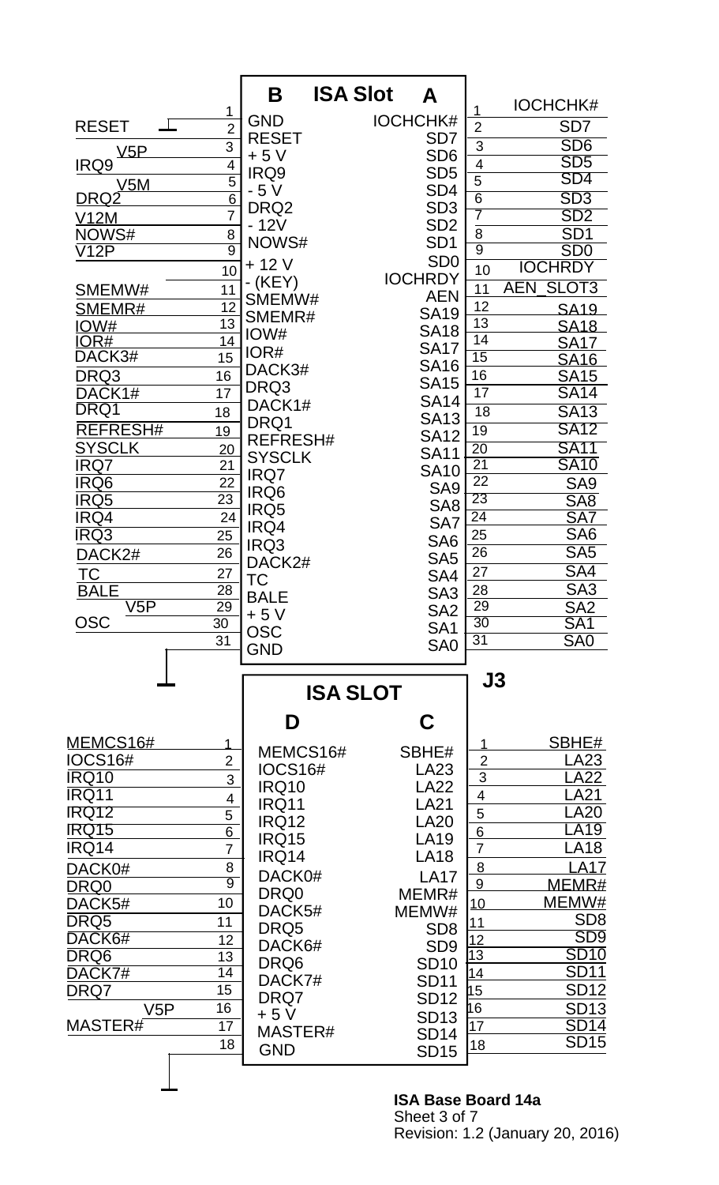## ISA Slot (J3)

| Pin | Left net (B side) | B | A | Right net (A side) |
|---|---|---|---|---|
| 1 | | GND | IOCHCHK# | IOCHCHK# |
| 2 | RESET | RESET | SD7 | SD7 |
| 3 | V5P | + 5 V | SD6 | SD6 |
| 4 | IRQ9 | IRQ9 | SD5 | SD5 |
| 5 | V5M | - 5 V | SD4 | SD4 |
| 6 | DRQ2 | DRQ2 | SD3 | SD3 |
| 7 | V12M | - 12V | SD2 | SD2 |
| 8 | NOWS# | NOWS# | SD1 | SD1 |
| 9 | V12P | + 12 V | SD0 | SD0 |
| 10 | | - (KEY) | IOCHRDY | IOCHRDY |
| 11 | SMEMW# | SMEMW# | AEN | AEN_SLOT3 |
| 12 | SMEMR# | SMEMR# | SA19 | SA19 |
| 13 | IOW# | IOW# | SA18 | SA18 |
| 14 | IOR# | IOR# | SA17 | SA17 |
| 15 | DACK3# | DACK3# | SA16 | SA16 |
| 16 | DRQ3 | DRQ3 | SA15 | SA15 |
| 17 | DACK1# | DACK1# | SA14 | SA14 |
| 18 | DRQ1 | DRQ1 | SA13 | SA13 |
| 19 | REFRESH# | REFRESH# | SA12 | SA12 |
| 20 | SYSCLK | SYSCLK | SA11 | SA11 |
| 21 | IRQ7 | IRQ7 | SA10 | SA10 |
| 22 | IRQ6 | IRQ6 | SA9 | SA9 |
| 23 | IRQ5 | IRQ5 | SA8 | SA8 |
| 24 | IRQ4 | IRQ4 | SA7 | SA7 |
| 25 | IRQ3 | IRQ3 | SA6 | SA6 |
| 26 | DACK2# | DACK2# | SA5 | SA5 |
| 27 | TC | TC | SA4 | SA4 |
| 28 | BALE | BALE | SA3 | SA3 |
| 29 | V5P | + 5 V | SA2 | SA2 |
| 30 | OSC | OSC | SA1 | SA1 |
| 31 | | GND | SA0 | SA0 |

## ISA SLOT

| Pin | Left net (D side) | D | C | Right net (C side) |
|---|---|---|---|---|
| 1 | MEMCS16# | MEMCS16# | SBHE# | SBHE# |
| 2 | IOCS16# | IOCS16# | LA23 | LA23 |
| 3 | IRQ10 | IRQ10 | LA22 | LA22 |
| 4 | IRQ11 | IRQ11 | LA21 | LA21 |
| 5 | IRQ12 | IRQ12 | LA20 | LA20 |
| 6 | IRQ15 | IRQ15 | LA19 | LA19 |
| 7 | IRQ14 | IRQ14 | LA18 | LA18 |
| 8 | DACK0# | DACK0# | LA17 | LA17 |
| 9 | DRQ0 | DRQ0 | MEMR# | MEMR# |
| 10 | DACK5# | DACK5# | MEMW# | MEMW# |
| 11 | DRQ5 | DRQ5 | SD8 | SD8 |
| 12 | DACK6# | DACK6# | SD9 | SD9 |
| 13 | DRQ6 | DRQ6 | SD10 | SD10 |
| 14 | DACK7# | DACK7# | SD11 | SD11 |
| 15 | DRQ7 | DRQ7 | SD12 | SD12 |
| 16 | V5P | + 5 V | SD13 | SD13 |
| 17 | MASTER# | MASTER# | SD14 | SD14 |
| 18 | | GND | SD15 | SD15 |

**ISA Base Board 14a**
Sheet 3 of 7
Revision: 1.2 (January 20, 2016)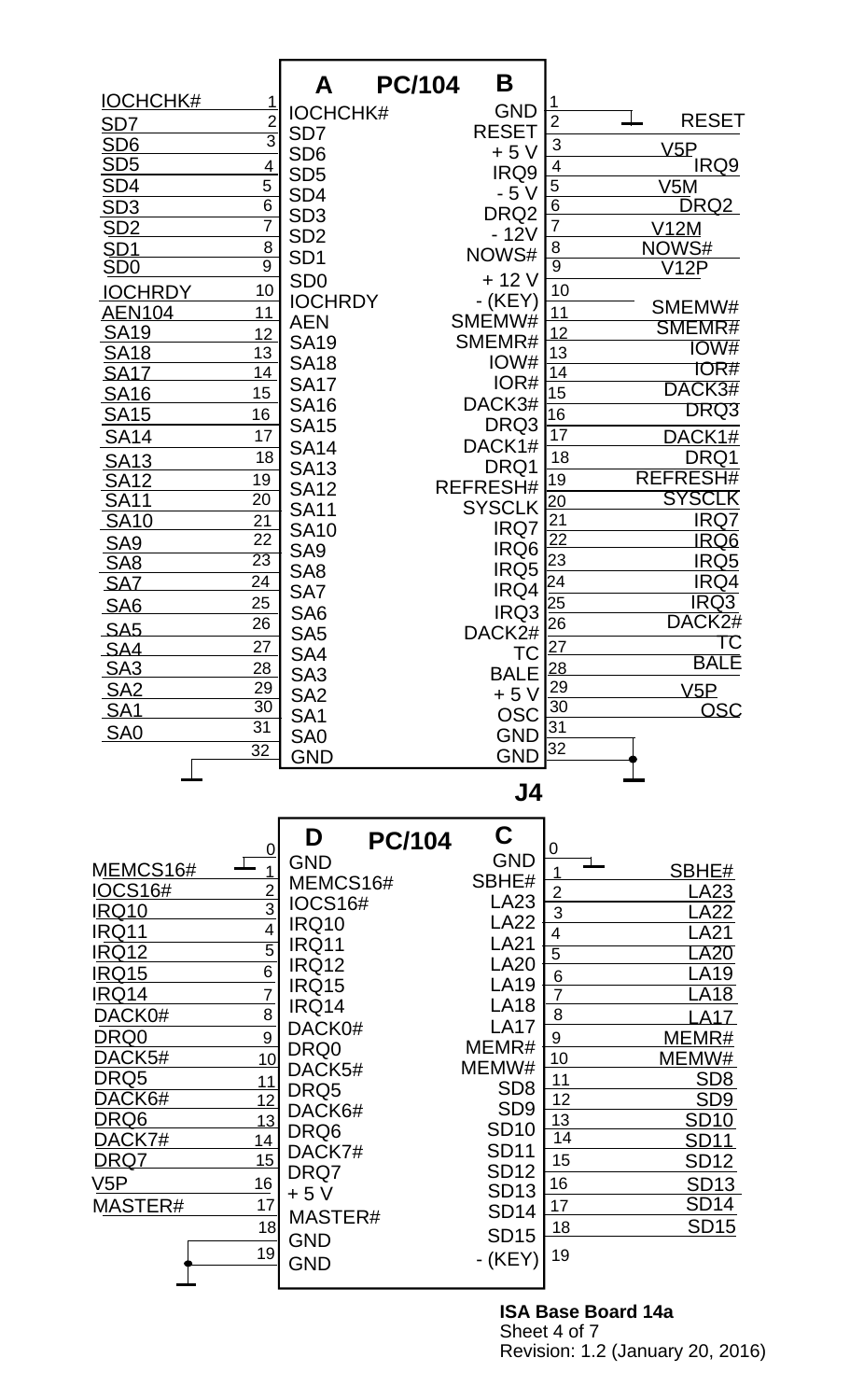## J4 — PC/104

### Rows A / B

| Net | Pin | A | B | Pin | Net |
|---|---|---|---|---|---|
| IOCHCHK# | 1 | IOCHCHK# | GND | 1 | |
| SD7 | 2 | SD7 | RESET | 2 | RESET |
| SD6 | 3 | SD6 | + 5 V | 3 | V5P |
| SD5 | 4 | SD5 | IRQ9 | 4 | IRQ9 |
| SD4 | 5 | SD4 | - 5 V | 5 | V5M |
| SD3 | 6 | SD3 | DRQ2 | 6 | DRQ2 |
| SD2 | 7 | SD2 | - 12V | 7 | V12M |
| SD1 | 8 | SD1 | NOWS# | 8 | NOWS# |
| SD0 | 9 | SD0 | + 12 V | 9 | V12P |
| IOCHRDY | 10 | IOCHRDY | - (KEY) | 10 | |
| AEN104 | 11 | AEN | SMEMW# | 11 | SMEMW# |
| SA19 | 12 | SA19 | SMEMR# | 12 | SMEMR# |
| SA18 | 13 | SA18 | IOW# | 13 | IOW# |
| SA17 | 14 | SA17 | IOR# | 14 | IOR# |
| SA16 | 15 | SA16 | DACK3# | 15 | DACK3# |
| SA15 | 16 | SA15 | DRQ3 | 16 | DRQ3 |
| SA14 | 17 | SA14 | DACK1# | 17 | DACK1# |
| SA13 | 18 | SA13 | DRQ1 | 18 | DRQ1 |
| SA12 | 19 | SA12 | REFRESH# | 19 | REFRESH# |
| SA11 | 20 | SA11 | SYSCLK | 20 | SYSCLK |
| SA10 | 21 | SA10 | IRQ7 | 21 | IRQ7 |
| SA9 | 22 | SA9 | IRQ6 | 22 | IRQ6 |
| SA8 | 23 | SA8 | IRQ5 | 23 | IRQ5 |
| SA7 | 24 | SA7 | IRQ4 | 24 | IRQ4 |
| SA6 | 25 | SA6 | IRQ3 | 25 | IRQ3 |
| SA5 | 26 | SA5 | DACK2# | 26 | DACK2# |
| SA4 | 27 | SA4 | TC | 27 | TC |
| SA3 | 28 | SA3 | BALE | 28 | BALE |
| SA2 | 29 | SA2 | + 5 V | 29 | V5P |
| SA1 | 30 | SA1 | OSC | 30 | OSC |
| SA0 | 31 | SA0 | GND | 31 | |
| | 32 | GND | GND | 32 | |

### Rows D / C

| Net | Pin | D | C | Pin | Net |
|---|---|---|---|---|---|
| | 0 | GND | GND | 0 | |
| MEMCS16# | 1 | MEMCS16# | SBHE# | 1 | SBHE# |
| IOCS16# | 2 | IOCS16# | LA23 | 2 | LA23 |
| IRQ10 | 3 | IRQ10 | LA22 | 3 | LA22 |
| IRQ11 | 4 | IRQ11 | LA21 | 4 | LA21 |
| IRQ12 | 5 | IRQ12 | LA20 | 5 | LA20 |
| IRQ15 | 6 | IRQ15 | LA19 | 6 | LA19 |
| IRQ14 | 7 | IRQ14 | LA18 | 7 | LA18 |
| DACK0# | 8 | DACK0# | LA17 | 8 | LA17 |
| DRQ0 | 9 | DRQ0 | MEMR# | 9 | MEMR# |
| DACK5# | 10 | DACK5# | MEMW# | 10 | MEMW# |
| DRQ5 | 11 | DRQ5 | SD8 | 11 | SD8 |
| DACK6# | 12 | DACK6# | SD9 | 12 | SD9 |
| DRQ6 | 13 | DRQ6 | SD10 | 13 | SD10 |
| DACK7# | 14 | DACK7# | SD11 | 14 | SD11 |
| DRQ7 | 15 | DRQ7 | SD12 | 15 | SD12 |
| V5P | 16 | + 5 V | SD13 | 16 | SD13 |
| MASTER# | 17 | MASTER# | SD14 | 17 | SD14 |
| | 18 | GND | SD15 | 18 | SD15 |
| | 19 | GND | - (KEY) | 19 | |

**ISA Base Board 14a**
Sheet 4 of 7
Revision: 1.2 (January 20, 2016)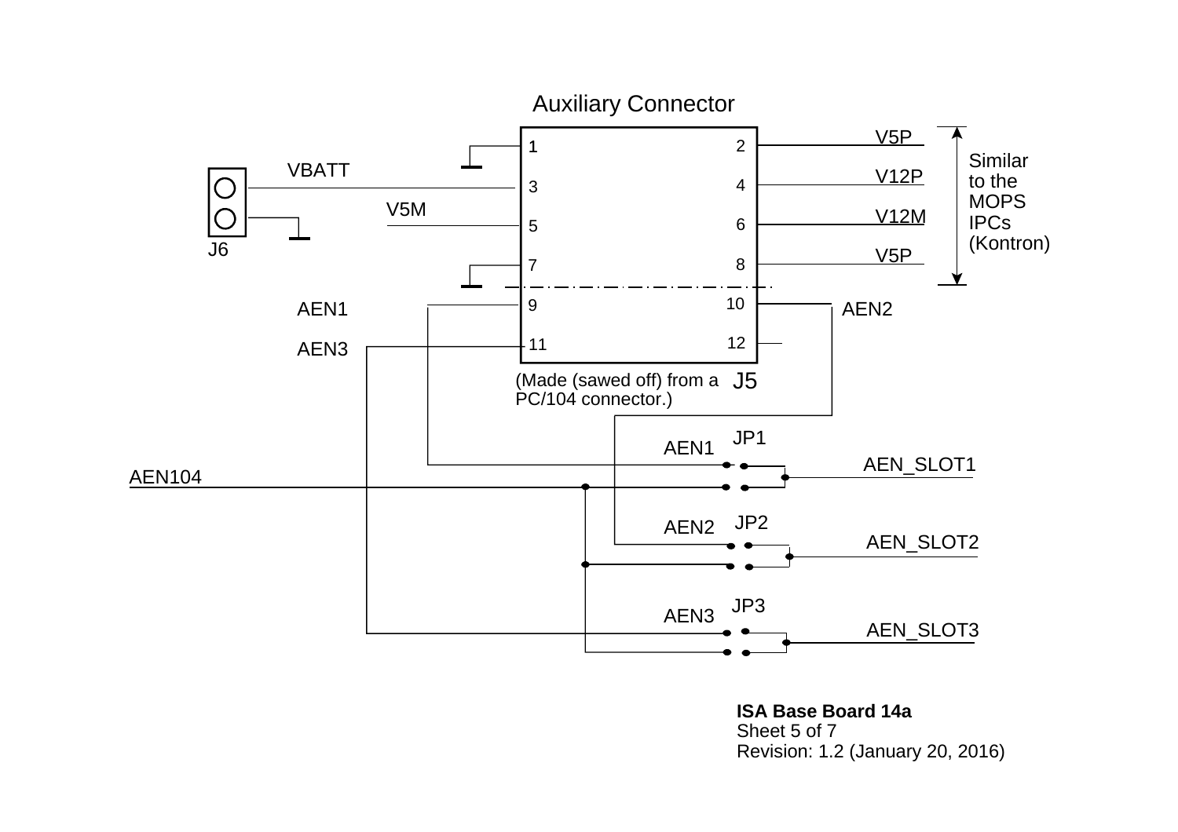Auxiliary Connector

| Signal | Pin | Pin | Signal |
|---|---|---|---|
| GND | 1 | 2 | V5P |
| VBATT | 3 | 4 | V12P |
| V5M | 5 | 6 | V12M |
| GND | 7 | 8 | V5P |
| AEN1 | 9 | 10 | AEN2 |
| AEN3 | 11 | 12 | |

Similar to the MOPS IPCs (Kontron)

J5

(Made (sawed off) from a PC/104 connector.)

J6

VBATT

AEN104

JP1 AEN1 AEN_SLOT1

JP2 AEN2 AEN_SLOT2

JP3 AEN3 AEN_SLOT3

**ISA Base Board 14a**
Sheet 5 of 7
Revision: 1.2 (January 20, 2016)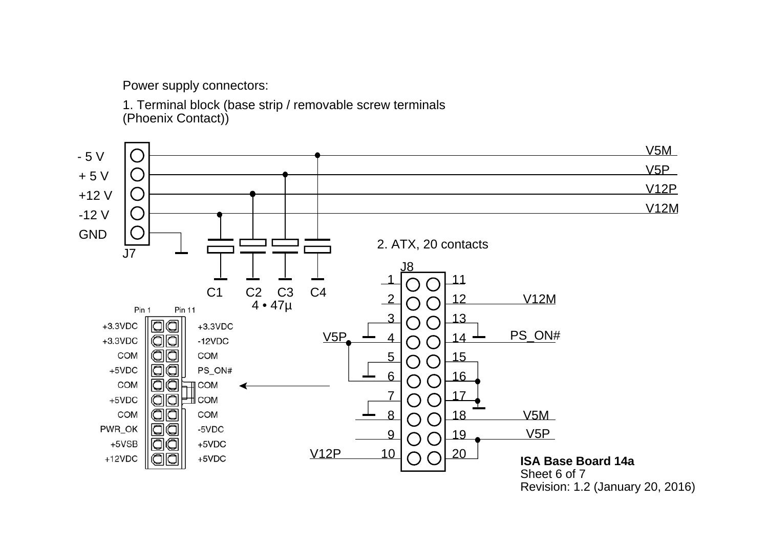Power supply connectors:

1. Terminal block (base strip / removable screw terminals (Phoenix Contact))

- 5 V
+ 5 V
+12 V
-12 V
GND

J7

V5M
V5P
V12P
V12M

C1 C2 C3 C4
4 • 47µ

2. ATX, 20 contacts

J8

| Pin 1 | | | Pin 11 |
|---|---|---|---|
| +3.3VDC | | | +3.3VDC |
| +3.3VDC | | | -12VDC |
| COM | | | COM |
| +5VDC | | | PS_ON# |
| COM | | | COM |
| +5VDC | | | COM |
| COM | | | COM |
| PWR_OK | | | -5VDC |
| +5VSB | | | +5VDC |
| +12VDC | | | +5VDC |

1, 2, 3, 4 (V5P), 5, 6, 7, 8, 9, 10 (V12P)

11, 12 (V12M), 13, 14 (PS_ON#), 15, 16, 17, 18 (V5M), 19 (V5P), 20

**ISA Base Board 14a**
Sheet 6 of 7
Revision: 1.2 (January 20, 2016)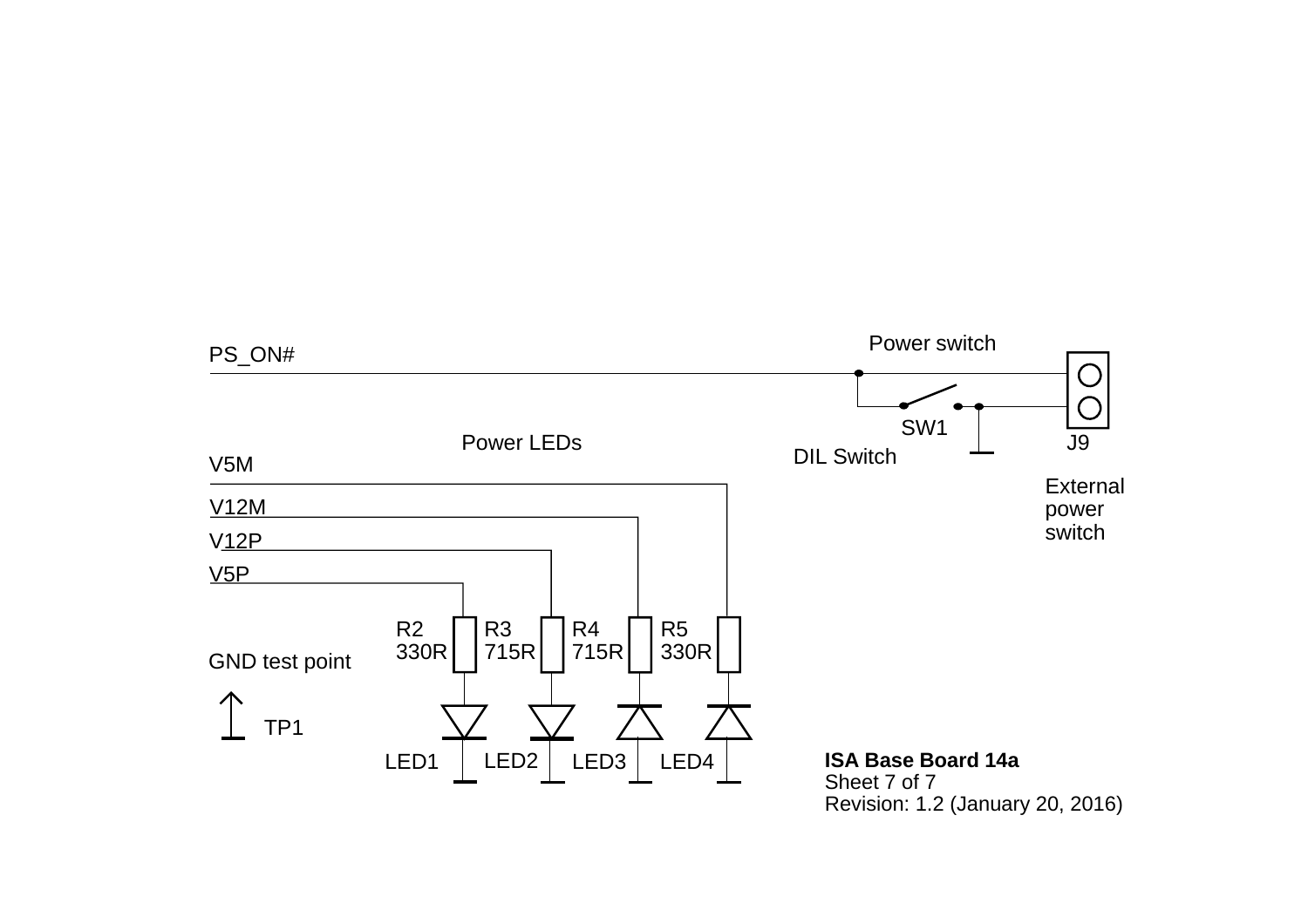Power switch

PS_ON#

SW1

DIL Switch

J9

External
power
switch

Power LEDs

V5M

V12M

V12P

V5P

R2
330R

R3
715R

R4
715R

R5
330R

GND test point

TP1

LED1

LED2

LED3

LED4

**ISA Base Board 14a**
Sheet 7 of 7
Revision: 1.2 (January 20, 2016)